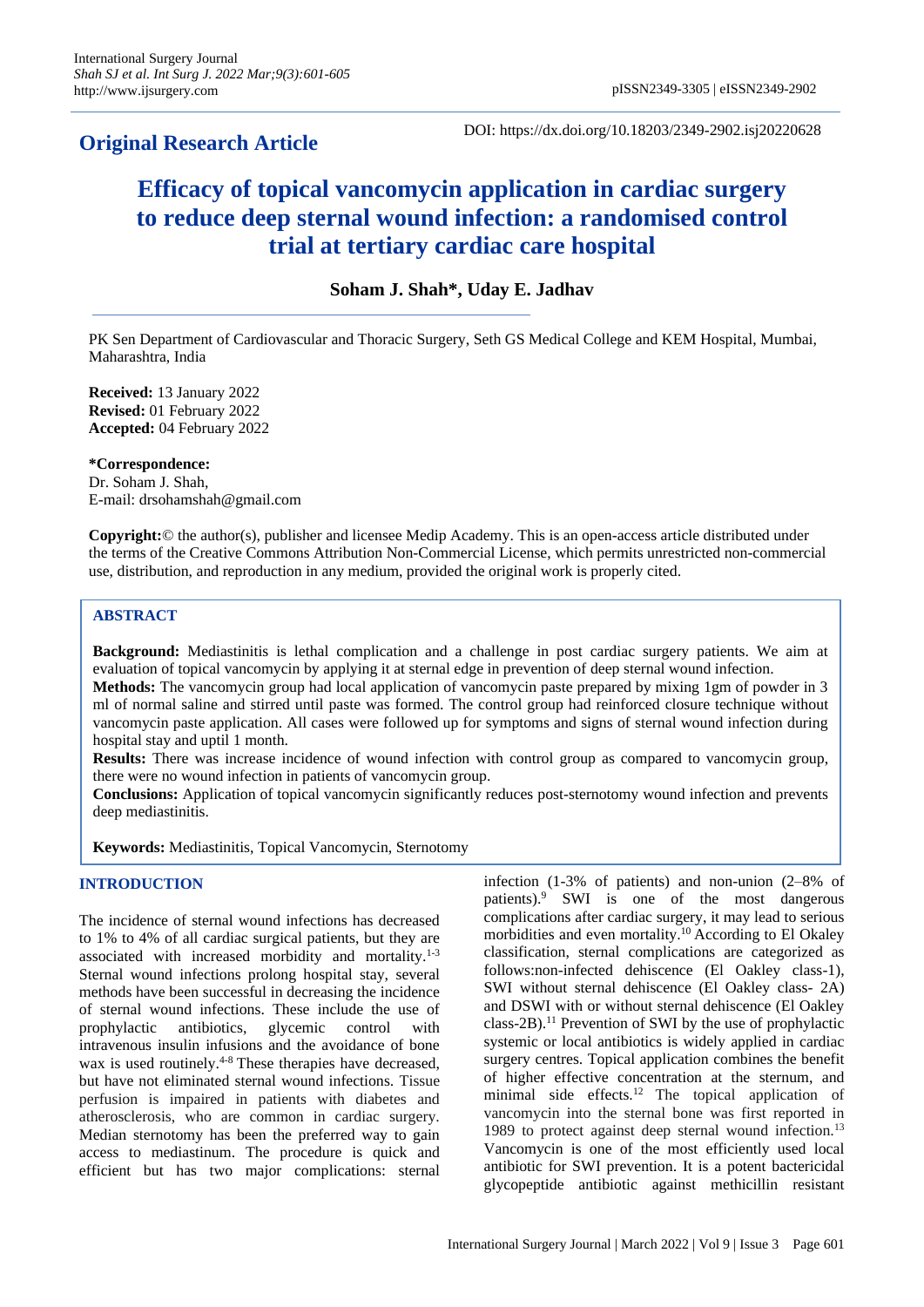**Original Research Article**

DOI: https://dx.doi.org/10.18203/2349-2902.isj20220628

# Efficacy of topical vancomycin application in cardiac surgery to reduce deep sternal wound infection: a randomised control trial at tertiary cardiac care hospital

**Soham J. Shah\*, Uday E. Jadhav**

PK Sen Department of Cardiovascular and Thoracic Surgery, Seth GS Medical College and KEM Hospital, Mumbai, Maharashtra, India

**Received:** 13 January 2022
**Revised:** 01 February 2022
**Accepted:** 04 February 2022

**\*Correspondence:**
Dr. Soham J. Shah,
E-mail: drsohamshah@gmail.com

**Copyright:**© the author(s), publisher and licensee Medip Academy. This is an open-access article distributed under the terms of the Creative Commons Attribution Non-Commercial License, which permits unrestricted non-commercial use, distribution, and reproduction in any medium, provided the original work is properly cited.

## ABSTRACT

**Background:** Mediastinitis is lethal complication and a challenge in post cardiac surgery patients. We aim at evaluation of topical vancomycin by applying it at sternal edge in prevention of deep sternal wound infection.

**Methods:** The vancomycin group had local application of vancomycin paste prepared by mixing 1gm of powder in 3 ml of normal saline and stirred until paste was formed. The control group had reinforced closure technique without vancomycin paste application. All cases were followed up for symptoms and signs of sternal wound infection during hospital stay and uptil 1 month.

**Results:** There was increase incidence of wound infection with control group as compared to vancomycin group, there were no wound infection in patients of vancomycin group.

**Conclusions:** Application of topical vancomycin significantly reduces post-sternotomy wound infection and prevents deep mediastinitis.

**Keywords:** Mediastinitis, Topical Vancomycin, Sternotomy

## INTRODUCTION

The incidence of sternal wound infections has decreased to 1% to 4% of all cardiac surgical patients, but they are associated with increased morbidity and mortality.[1-3] Sternal wound infections prolong hospital stay, several methods have been successful in decreasing the incidence of sternal wound infections. These include the use of prophylactic antibiotics, glycemic control with intravenous insulin infusions and the avoidance of bone wax is used routinely.[4-8] These therapies have decreased, but have not eliminated sternal wound infections. Tissue perfusion is impaired in patients with diabetes and atherosclerosis, who are common in cardiac surgery. Median sternotomy has been the preferred way to gain access to mediastinum. The procedure is quick and efficient but has two major complications: sternal infection (1-3% of patients) and non-union (2–8% of patients).[9] SWI is one of the most dangerous complications after cardiac surgery, it may lead to serious morbidities and even mortality.[10] According to El Okaley classification, sternal complications are categorized as follows:non-infected dehiscence (El Oakley class-1), SWI without sternal dehiscence (El Oakley class- 2A) and DSWI with or without sternal dehiscence (El Oakley class-2B).[11] Prevention of SWI by the use of prophylactic systemic or local antibiotics is widely applied in cardiac surgery centres. Topical application combines the benefit of higher effective concentration at the sternum, and minimal side effects.[12] The topical application of vancomycin into the sternal bone was first reported in 1989 to protect against deep sternal wound infection.[13] Vancomycin is one of the most efficiently used local antibiotic for SWI prevention. It is a potent bactericidal glycopeptide antibiotic against methicillin resistant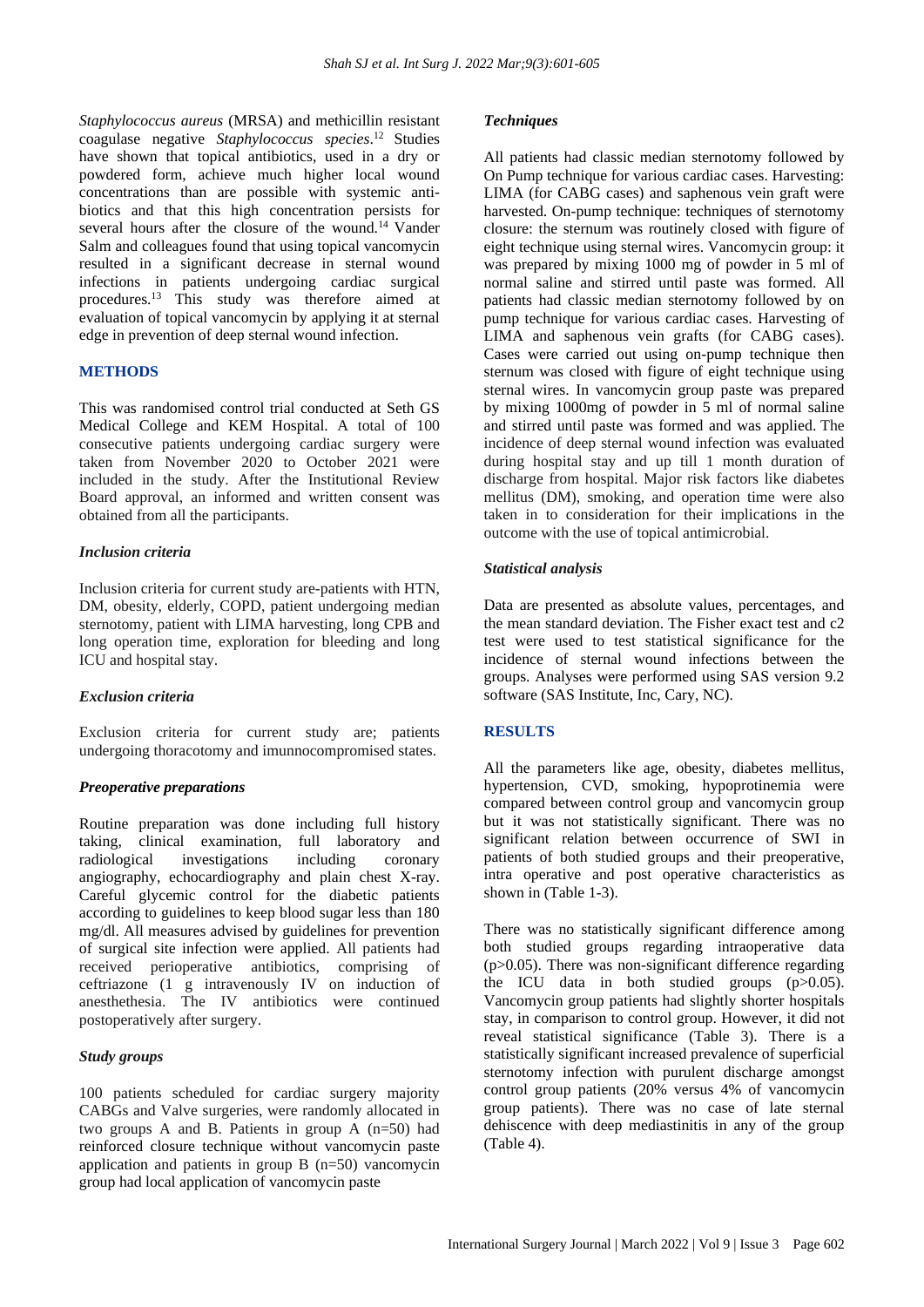*Staphylococcus aureus* (MRSA) and methicillin resistant coagulase negative *Staphylococcus species*.[12] Studies have shown that topical antibiotics, used in a dry or powdered form, achieve much higher local wound concentrations than are possible with systemic antibiotics and that this high concentration persists for several hours after the closure of the wound.[14] Vander Salm and colleagues found that using topical vancomycin resulted in a significant decrease in sternal wound infections in patients undergoing cardiac surgical procedures.[13] This study was therefore aimed at evaluation of topical vancomycin by applying it at sternal edge in prevention of deep sternal wound infection.

## METHODS

This was randomised control trial conducted at Seth GS Medical College and KEM Hospital. A total of 100 consecutive patients undergoing cardiac surgery were taken from November 2020 to October 2021 were included in the study. After the Institutional Review Board approval, an informed and written consent was obtained from all the participants.

### *Inclusion criteria*

Inclusion criteria for current study are-patients with HTN, DM, obesity, elderly, COPD, patient undergoing median sternotomy, patient with LIMA harvesting, long CPB and long operation time, exploration for bleeding and long ICU and hospital stay.

### *Exclusion criteria*

Exclusion criteria for current study are; patients undergoing thoracotomy and imunnocompromised states.

### *Preoperative preparations*

Routine preparation was done including full history taking, clinical examination, full laboratory and radiological investigations including coronary angiography, echocardiography and plain chest X-ray. Careful glycemic control for the diabetic patients according to guidelines to keep blood sugar less than 180 mg/dl. All measures advised by guidelines for prevention of surgical site infection were applied. All patients had received perioperative antibiotics, comprising of ceftriazone (1 g intravenously IV on induction of anesthethesia. The IV antibiotics were continued postoperatively after surgery.

### *Study groups*

100 patients scheduled for cardiac surgery majority CABGs and Valve surgeries, were randomly allocated in two groups A and B. Patients in group A (n=50) had reinforced closure technique without vancomycin paste application and patients in group B (n=50) vancomycin group had local application of vancomycin paste

### *Techniques*

All patients had classic median sternotomy followed by On Pump technique for various cardiac cases. Harvesting: LIMA (for CABG cases) and saphenous vein graft were harvested. On-pump technique: techniques of sternotomy closure: the sternum was routinely closed with figure of eight technique using sternal wires. Vancomycin group: it was prepared by mixing 1000 mg of powder in 5 ml of normal saline and stirred until paste was formed. All patients had classic median sternotomy followed by on pump technique for various cardiac cases. Harvesting of LIMA and saphenous vein grafts (for CABG cases). Cases were carried out using on-pump technique then sternum was closed with figure of eight technique using sternal wires. In vancomycin group paste was prepared by mixing 1000mg of powder in 5 ml of normal saline and stirred until paste was formed and was applied. The incidence of deep sternal wound infection was evaluated during hospital stay and up till 1 month duration of discharge from hospital. Major risk factors like diabetes mellitus (DM), smoking, and operation time were also taken in to consideration for their implications in the outcome with the use of topical antimicrobial.

### *Statistical analysis*

Data are presented as absolute values, percentages, and the mean standard deviation. The Fisher exact test and c2 test were used to test statistical significance for the incidence of sternal wound infections between the groups. Analyses were performed using SAS version 9.2 software (SAS Institute, Inc, Cary, NC).

## RESULTS

All the parameters like age, obesity, diabetes mellitus, hypertension, CVD, smoking, hypoprotinemia were compared between control group and vancomycin group but it was not statistically significant. There was no significant relation between occurrence of SWI in patients of both studied groups and their preoperative, intra operative and post operative characteristics as shown in (Table 1-3).

There was no statistically significant difference among both studied groups regarding intraoperative data ($p>0.05$). There was non-significant difference regarding the ICU data in both studied groups ($p>0.05$). Vancomycin group patients had slightly shorter hospitals stay, in comparison to control group. However, it did not reveal statistical significance (Table 3). There is a statistically significant increased prevalence of superficial sternotomy infection with purulent discharge amongst control group patients (20% versus 4% of vancomycin group patients). There was no case of late sternal dehiscence with deep mediastinitis in any of the group (Table 4).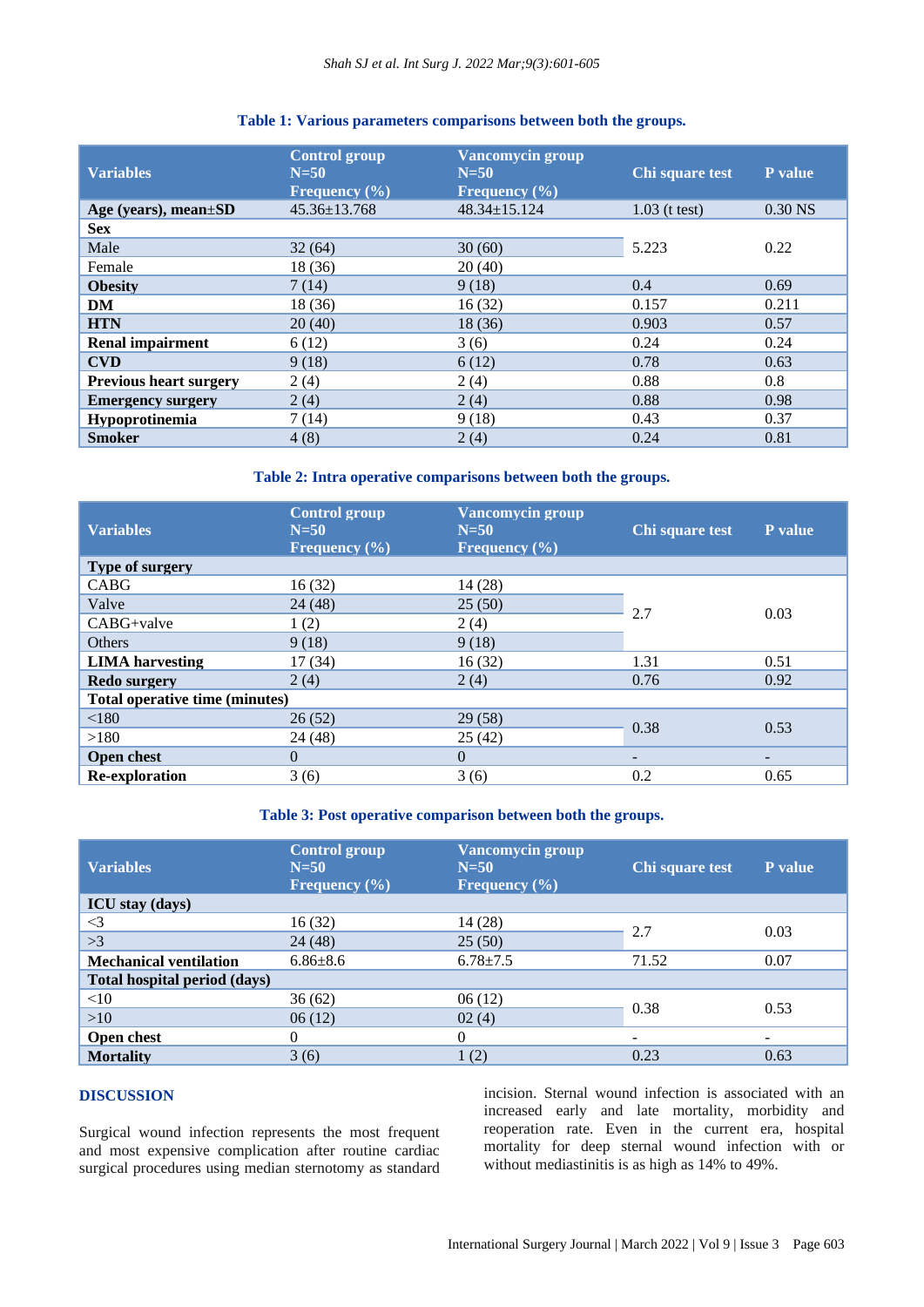**Table 1: Various parameters comparisons between both the groups.**

| Variables | Control group N=50 Frequency (%) | Vancomycin group N=50 Frequency (%) | Chi square test | P value |
|---|---|---|---|---|
| **Age (years), mean±SD** | 45.36±13.768 | 48.34±15.124 | 1.03 (t test) | 0.30 NS |
| **Sex** | | | | |
| Male | 32 (64) | 30 (60) | 5.223 | 0.22 |
| Female | 18 (36) | 20 (40) | | |
| **Obesity** | 7 (14) | 9 (18) | 0.4 | 0.69 |
| **DM** | 18 (36) | 16 (32) | 0.157 | 0.211 |
| **HTN** | 20 (40) | 18 (36) | 0.903 | 0.57 |
| **Renal impairment** | 6 (12) | 3 (6) | 0.24 | 0.24 |
| **CVD** | 9 (18) | 6 (12) | 0.78 | 0.63 |
| **Previous heart surgery** | 2 (4) | 2 (4) | 0.88 | 0.8 |
| **Emergency surgery** | 2 (4) | 2 (4) | 0.88 | 0.98 |
| **Hypoprotinemia** | 7 (14) | 9 (18) | 0.43 | 0.37 |
| **Smoker** | 4 (8) | 2 (4) | 0.24 | 0.81 |

**Table 2: Intra operative comparisons between both the groups.**

| Variables | Control group N=50 Frequency (%) | Vancomycin group N=50 Frequency (%) | Chi square test | P value |
|---|---|---|---|---|
| **Type of surgery** | | | | |
| CABG | 16 (32) | 14 (28) | 2.7 | 0.03 |
| Valve | 24 (48) | 25 (50) | | |
| CABG+valve | 1 (2) | 2 (4) | | |
| Others | 9 (18) | 9 (18) | | |
| **LIMA harvesting** | 17 (34) | 16 (32) | 1.31 | 0.51 |
| **Redo surgery** | 2 (4) | 2 (4) | 0.76 | 0.92 |
| **Total operative time (minutes)** | | | | |
| <180 | 26 (52) | 29 (58) | 0.38 | 0.53 |
| >180 | 24 (48) | 25 (42) | | |
| **Open chest** | 0 | 0 | - | - |
| **Re-exploration** | 3 (6) | 3 (6) | 0.2 | 0.65 |

**Table 3: Post operative comparison between both the groups.**

| Variables | Control group N=50 Frequency (%) | Vancomycin group N=50 Frequency (%) | Chi square test | P value |
|---|---|---|---|---|
| **ICU stay (days)** | | | | |
| <3 | 16 (32) | 14 (28) | 2.7 | 0.03 |
| >3 | 24 (48) | 25 (50) | | |
| **Mechanical ventilation** | 6.86±8.6 | 6.78±7.5 | 71.52 | 0.07 |
| **Total hospital period (days)** | | | | |
| <10 | 36 (62) | 06 (12) | 0.38 | 0.53 |
| >10 | 06 (12) | 02 (4) | | |
| **Open chest** | 0 | 0 | - | - |
| **Mortality** | 3 (6) | 1 (2) | 0.23 | 0.63 |

## DISCUSSION

Surgical wound infection represents the most frequent and most expensive complication after routine cardiac surgical procedures using median sternotomy as standard incision. Sternal wound infection is associated with an increased early and late mortality, morbidity and reoperation rate. Even in the current era, hospital mortality for deep sternal wound infection with or without mediastinitis is as high as 14% to 49%.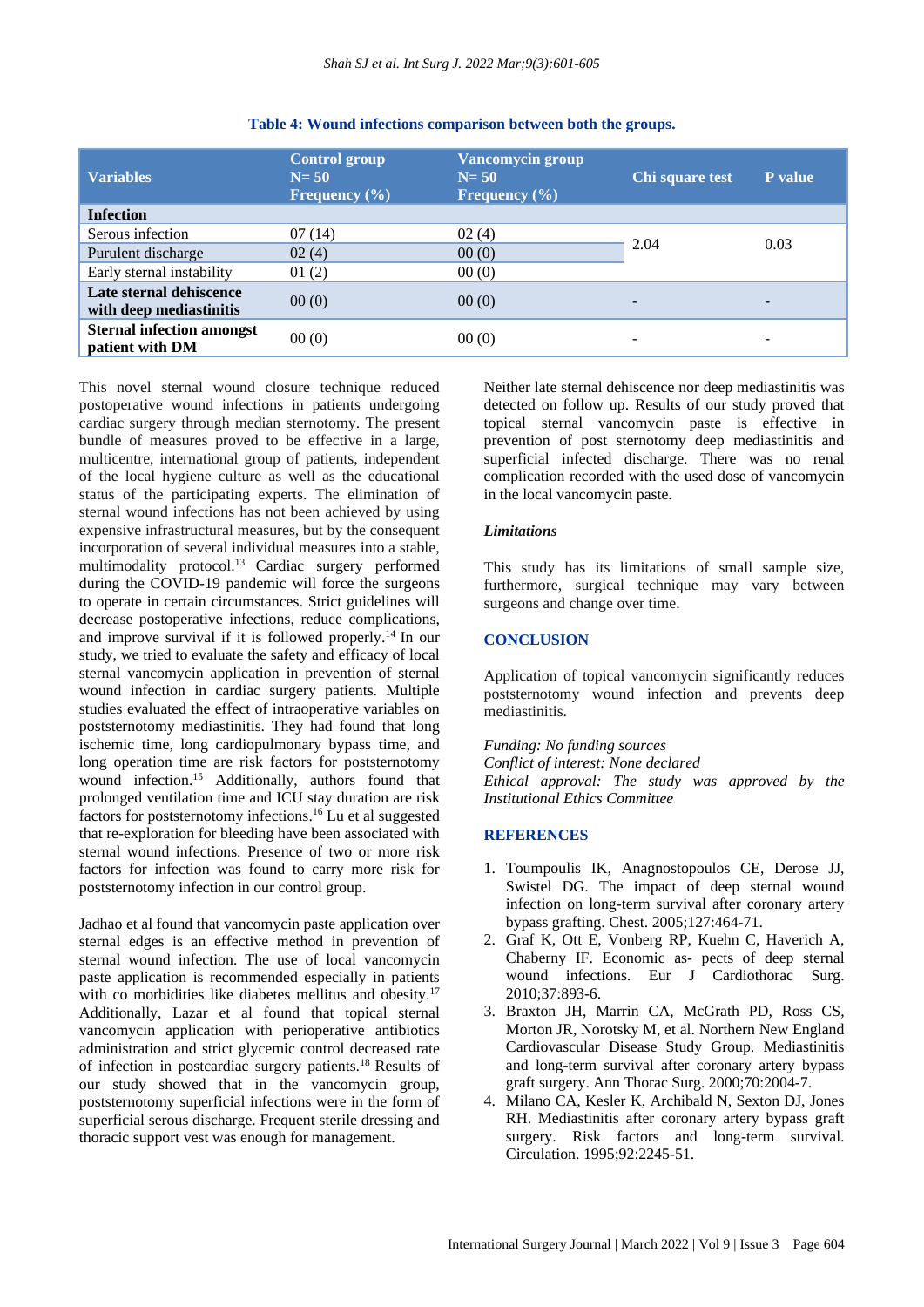**Table 4: Wound infections comparison between both the groups.**

| Variables | Control group N= 50 Frequency (%) | Vancomycin group N= 50 Frequency (%) | Chi square test | P value |
|---|---|---|---|---|
| **Infection** | | | | |
| Serous infection | 07 (14) | 02 (4) | 2.04 | 0.03 |
| Purulent discharge | 02 (4) | 00 (0) | | |
| Early sternal instability | 01 (2) | 00 (0) | | |
| **Late sternal dehiscence with deep mediastinitis** | 00 (0) | 00 (0) | - | - |
| **Sternal infection amongst patient with DM** | 00 (0) | 00 (0) | - | - |

This novel sternal wound closure technique reduced postoperative wound infections in patients undergoing cardiac surgery through median sternotomy. The present bundle of measures proved to be effective in a large, multicentre, international group of patients, independent of the local hygiene culture as well as the educational status of the participating experts. The elimination of sternal wound infections has not been achieved by using expensive infrastructural measures, but by the consequent incorporation of several individual measures into a stable, multimodality protocol.[13] Cardiac surgery performed during the COVID-19 pandemic will force the surgeons to operate in certain circumstances. Strict guidelines will decrease postoperative infections, reduce complications, and improve survival if it is followed properly.[14] In our study, we tried to evaluate the safety and efficacy of local sternal vancomycin application in prevention of sternal wound infection in cardiac surgery patients. Multiple studies evaluated the effect of intraoperative variables on poststernotomy mediastinitis. They had found that long ischemic time, long cardiopulmonary bypass time, and long operation time are risk factors for poststernotomy wound infection.[15] Additionally, authors found that prolonged ventilation time and ICU stay duration are risk factors for poststernotomy infections.[16] Lu et al suggested that re-exploration for bleeding have been associated with sternal wound infections. Presence of two or more risk factors for infection was found to carry more risk for poststernotomy infection in our control group.

Jadhao et al found that vancomycin paste application over sternal edges is an effective method in prevention of sternal wound infection. The use of local vancomycin paste application is recommended especially in patients with co morbidities like diabetes mellitus and obesity.[17] Additionally, Lazar et al found that topical sternal vancomycin application with perioperative antibiotics administration and strict glycemic control decreased rate of infection in postcardiac surgery patients.[18] Results of our study showed that in the vancomycin group, poststernotomy superficial infections were in the form of superficial serous discharge. Frequent sterile dressing and thoracic support vest was enough for management.

Neither late sternal dehiscence nor deep mediastinitis was detected on follow up. Results of our study proved that topical sternal vancomycin paste is effective in prevention of post sternotomy deep mediastinitis and superficial infected discharge. There was no renal complication recorded with the used dose of vancomycin in the local vancomycin paste.

### *Limitations*

This study has its limitations of small sample size, furthermore, surgical technique may vary between surgeons and change over time.

## CONCLUSION

Application of topical vancomycin significantly reduces poststernotomy wound infection and prevents deep mediastinitis.

*Funding: No funding sources*
*Conflict of interest: None declared*
*Ethical approval: The study was approved by the Institutional Ethics Committee*

## REFERENCES

1. Toumpoulis IK, Anagnostopoulos CE, Derose JJ, Swistel DG. The impact of deep sternal wound infection on long-term survival after coronary artery bypass grafting. Chest. 2005;127:464-71.
2. Graf K, Ott E, Vonberg RP, Kuehn C, Haverich A, Chaberny IF. Economic as- pects of deep sternal wound infections. Eur J Cardiothorac Surg. 2010;37:893-6.
3. Braxton JH, Marrin CA, McGrath PD, Ross CS, Morton JR, Norotsky M, et al. Northern New England Cardiovascular Disease Study Group. Mediastinitis and long-term survival after coronary artery bypass graft surgery. Ann Thorac Surg. 2000;70:2004-7.
4. Milano CA, Kesler K, Archibald N, Sexton DJ, Jones RH. Mediastinitis after coronary artery bypass graft surgery. Risk factors and long-term survival. Circulation. 1995;92:2245-51.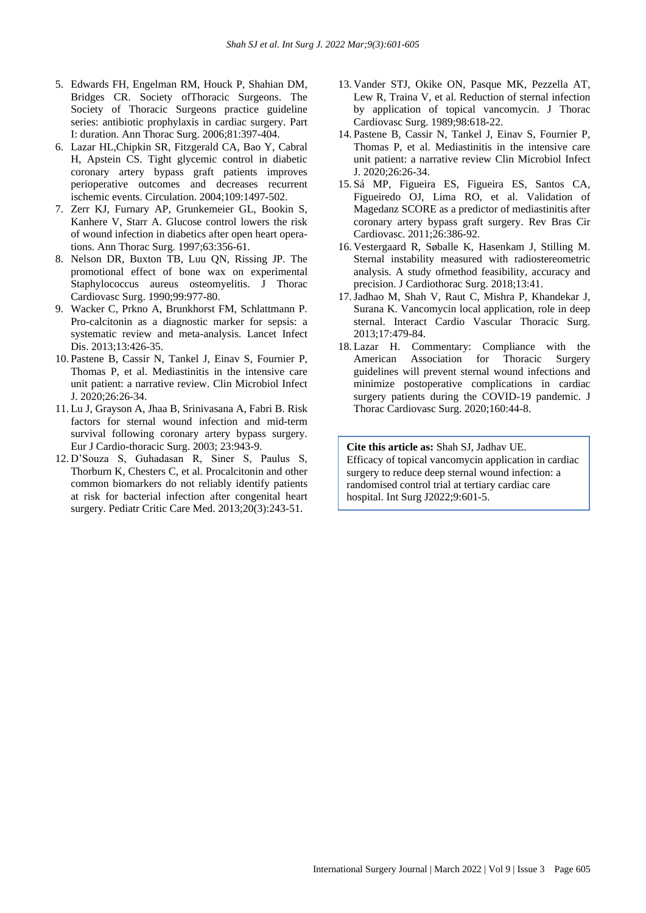5. Edwards FH, Engelman RM, Houck P, Shahian DM, Bridges CR. Society ofThoracic Surgeons. The Society of Thoracic Surgeons practice guideline series: antibiotic prophylaxis in cardiac surgery. Part I: duration. Ann Thorac Surg. 2006;81:397-404.
6. Lazar HL,Chipkin SR, Fitzgerald CA, Bao Y, Cabral H, Apstein CS. Tight glycemic control in diabetic coronary artery bypass graft patients improves perioperative outcomes and decreases recurrent ischemic events. Circulation. 2004;109:1497-502.
7. Zerr KJ, Furnary AP, Grunkemeier GL, Bookin S, Kanhere V, Starr A. Glucose control lowers the risk of wound infection in diabetics after open heart operations. Ann Thorac Surg. 1997;63:356-61.
8. Nelson DR, Buxton TB, Luu QN, Rissing JP. The promotional effect of bone wax on experimental Staphylococcus aureus osteomyelitis. J Thorac Cardiovasc Surg. 1990;99:977-80.
9. Wacker C, Prkno A, Brunkhorst FM, Schlattmann P. Pro-calcitonin as a diagnostic marker for sepsis: a systematic review and meta-analysis. Lancet Infect Dis. 2013;13:426-35.
10. Pastene B, Cassir N, Tankel J, Einav S, Fournier P, Thomas P, et al. Mediastinitis in the intensive care unit patient: a narrative review. Clin Microbiol Infect J. 2020;26:26-34.
11. Lu J, Grayson A, Jhaa B, Srinivasana A, Fabri B. Risk factors for sternal wound infection and mid-term survival following coronary artery bypass surgery. Eur J Cardio-thoracic Surg. 2003; 23:943-9.
12. D'Souza S, Guhadasan R, Siner S, Paulus S, Thorburn K, Chesters C, et al. Procalcitonin and other common biomarkers do not reliably identify patients at risk for bacterial infection after congenital heart surgery. Pediatr Critic Care Med. 2013;20(3):243-51.
13. Vander STJ, Okike ON, Pasque MK, Pezzella AT, Lew R, Traina V, et al. Reduction of sternal infection by application of topical vancomycin. J Thorac Cardiovasc Surg. 1989;98:618-22.
14. Pastene B, Cassir N, Tankel J, Einav S, Fournier P, Thomas P, et al. Mediastinitis in the intensive care unit patient: a narrative review Clin Microbiol Infect J. 2020;26:26-34.
15. Sá MP, Figueira ES, Figueira ES, Santos CA, Figueiredo OJ, Lima RO, et al. Validation of Magedanz SCORE as a predictor of mediastinitis after coronary artery bypass graft surgery. Rev Bras Cir Cardiovasc. 2011;26:386-92.
16. Vestergaard R, Søballe K, Hasenkam J, Stilling M. Sternal instability measured with radiostereometric analysis. A study ofmethod feasibility, accuracy and precision. J Cardiothorac Surg. 2018;13:41.
17. Jadhao M, Shah V, Raut C, Mishra P, Khandekar J, Surana K. Vancomycin local application, role in deep sternal. Interact Cardio Vascular Thoracic Surg. 2013;17:479-84.
18. Lazar H. Commentary: Compliance with the American Association for Thoracic Surgery guidelines will prevent sternal wound infections and minimize postoperative complications in cardiac surgery patients during the COVID-19 pandemic. J Thorac Cardiovasc Surg. 2020;160:44-8.

**Cite this article as:** Shah SJ, Jadhav UE. Efficacy of topical vancomycin application in cardiac surgery to reduce deep sternal wound infection: a randomised control trial at tertiary cardiac care hospital. Int Surg J2022;9:601-5.